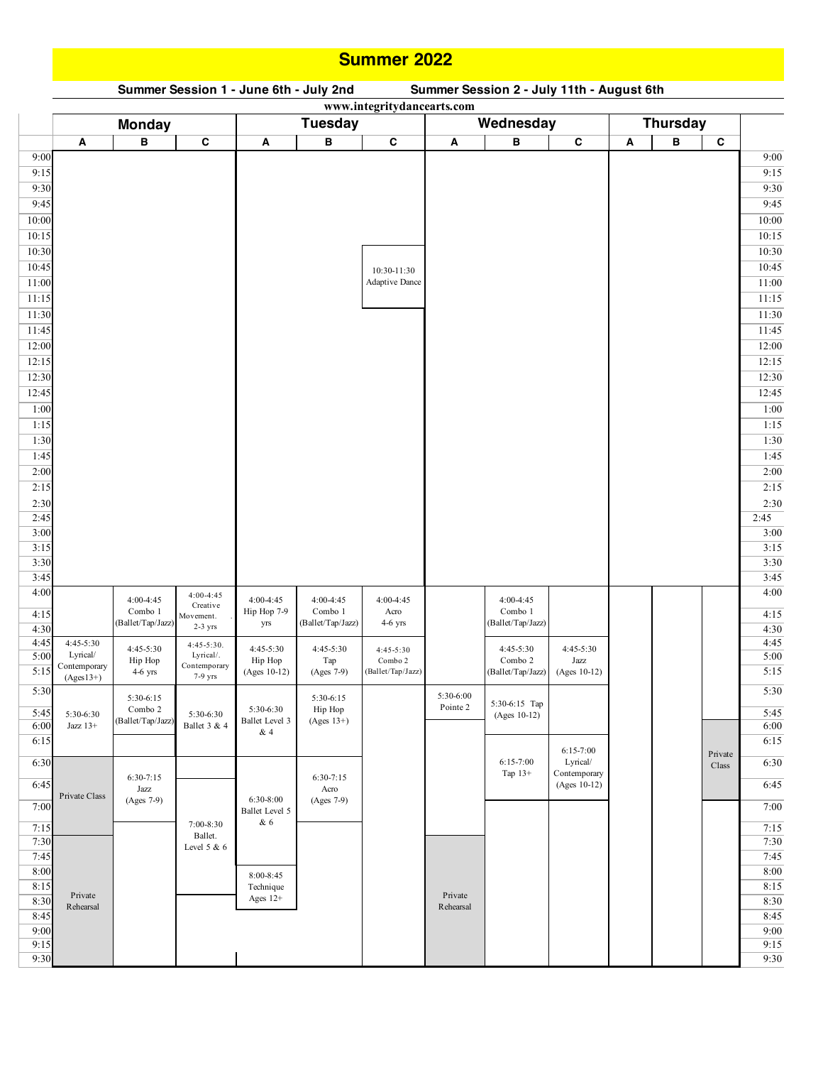# Summer 2022

**Summer Session 1 - June 6th - July 2nd** | **Summer Session 2 - July 11th - August 6th**

www.integritydancearts.com

| Time | Monday A | Monday B | Monday C | Tuesday A | Tuesday B | Tuesday C | Wednesday A | Wednesday B | Wednesday C | Thursday A | Thursday B | Thursday C |
|---|---|---|---|---|---|---|---|---|---|---|---|---|
| 10:30 | | | | | | 10:30-11:30 Adaptive Dance | | | | | | |
| 4:00 | | 4:00-4:45 Combo 1 (Ballet/Tap/Jazz) | 4:00-4:45 Creative Movement. 2-3 yrs | 4:00-4:45 Hip Hop 7-9 yrs | 4:00-4:45 Combo 1 (Ballet/Tap/Jazz) | 4:00-4:45 Acro 4-6 yrs | | 4:00-4:45 Combo 1 (Ballet/Tap/Jazz) | | | | |
| 4:45 | 4:45-5:30 Lyrical/ Contemporary (Ages13+) | 4:45-5:30 Hip Hop 4-6 yrs | 4:45-5:30. Lyrical/. Contemporary 7-9 yrs | 4:45-5:30 Hip Hop (Ages 10-12) | 4:45-5:30 Tap (Ages 7-9) | 4:45-5:30 Combo 2 (Ballet/Tap/Jazz) | | 4:45-5:30 Combo 2 (Ballet/Tap/Jazz) | 4:45-5:30 Jazz (Ages 10-12) | | | |
| 5:30 | 5:30-6:30 Jazz 13+ | 5:30-6:15 Combo 2 (Ballet/Tap/Jazz) | 5:30-6:30 Ballet 3 & 4 | 5:30-6:30 Ballet Level 3 & 4 | 5:30-6:15 Hip Hop (Ages 13+) | | 5:30-6:00 Pointe 2 | 5:30-6:15 Tap (Ages 10-12) | | | | |
| 6:00 | | | | | | | | | | | | Private Class |
| 6:15 | | | | | | | | 6:15-7:00 Tap 13+ | 6:15-7:00 Lyrical/ Contemporary (Ages 10-12) | | | |
| 6:30 | Private Class | 6:30-7:15 Jazz (Ages 7-9) | | 6:30-8:00 Ballet Level 5 & 6 | 6:30-7:15 Acro (Ages 7-9) | | | | | | | |
| 7:00 | | | 7:00-8:30 Ballet. Level 5 & 6 | | | | | | | | | |
| 7:30 | Private Rehearsal | | | | | | Private Rehearsal | | | | | |
| 8:00 | | | | 8:00-8:45 Technique Ages 12+ | | | | | | | | |